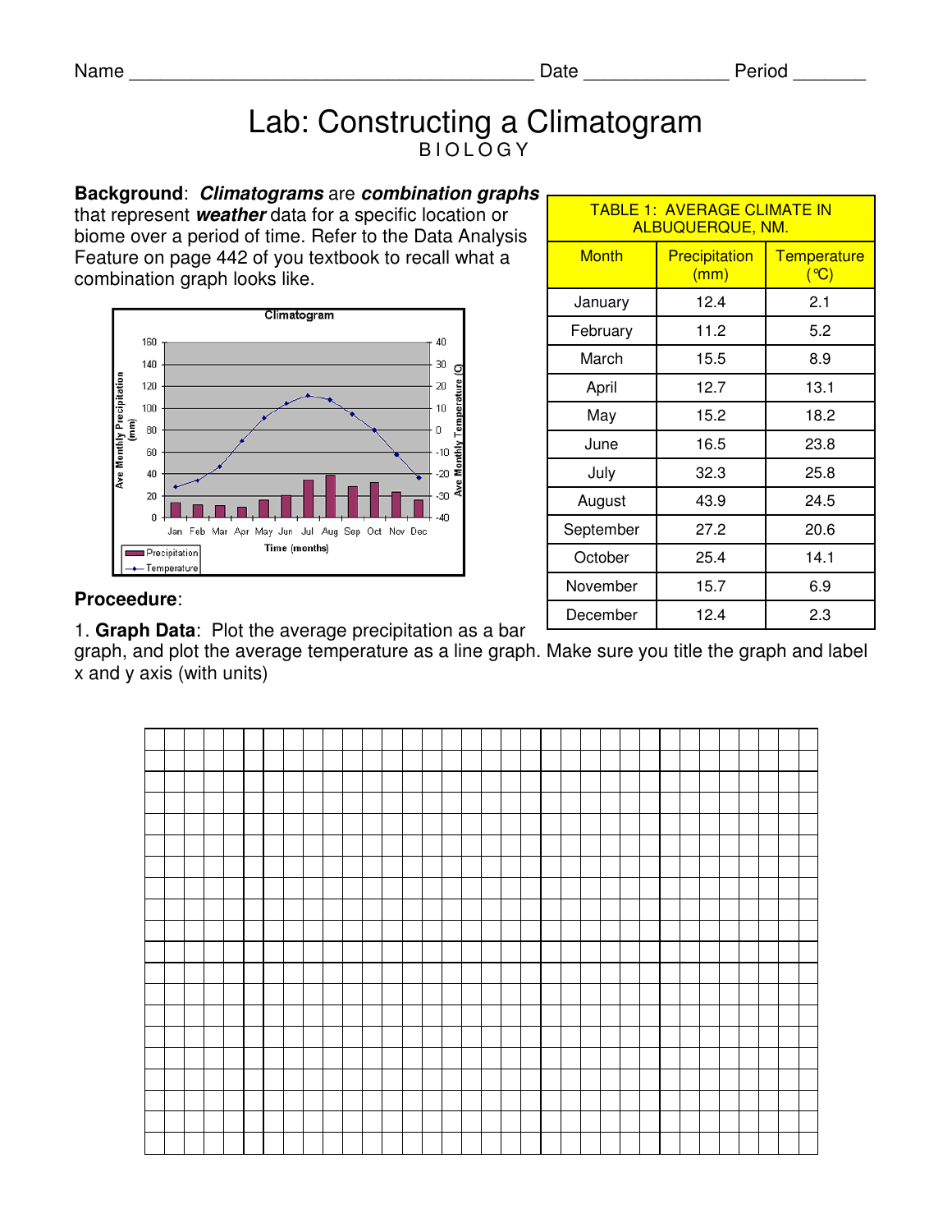Name ________________________________________ Date ______________ Period _______

# Lab: Constructing a Climatogram

BIOLOGY

**Background**: ***Climatograms*** are ***combination graphs*** that represent ***weather*** data for a specific location or biome over a period of time. Refer to the Data Analysis Feature on page 442 of you textbook to recall what a combination graph looks like.

| TABLE 1: AVERAGE CLIMATE IN ALBUQUERQUE, NM. | | |
|---|---|---|
| Month | Precipitation (mm) | Temperature (°C) |
| January | 12.4 | 2.1 |
| February | 11.2 | 5.2 |
| March | 15.5 | 8.9 |
| April | 12.7 | 13.1 |
| May | 15.2 | 18.2 |
| June | 16.5 | 23.8 |
| July | 32.3 | 25.8 |
| August | 43.9 | 24.5 |
| September | 27.2 | 20.6 |
| October | 25.4 | 14.1 |
| November | 15.7 | 6.9 |
| December | 12.4 | 2.3 |

**Proceedure**:

1. **Graph Data**: Plot the average precipitation as a bar graph, and plot the average temperature as a line graph. Make sure you title the graph and label x and y axis (with units)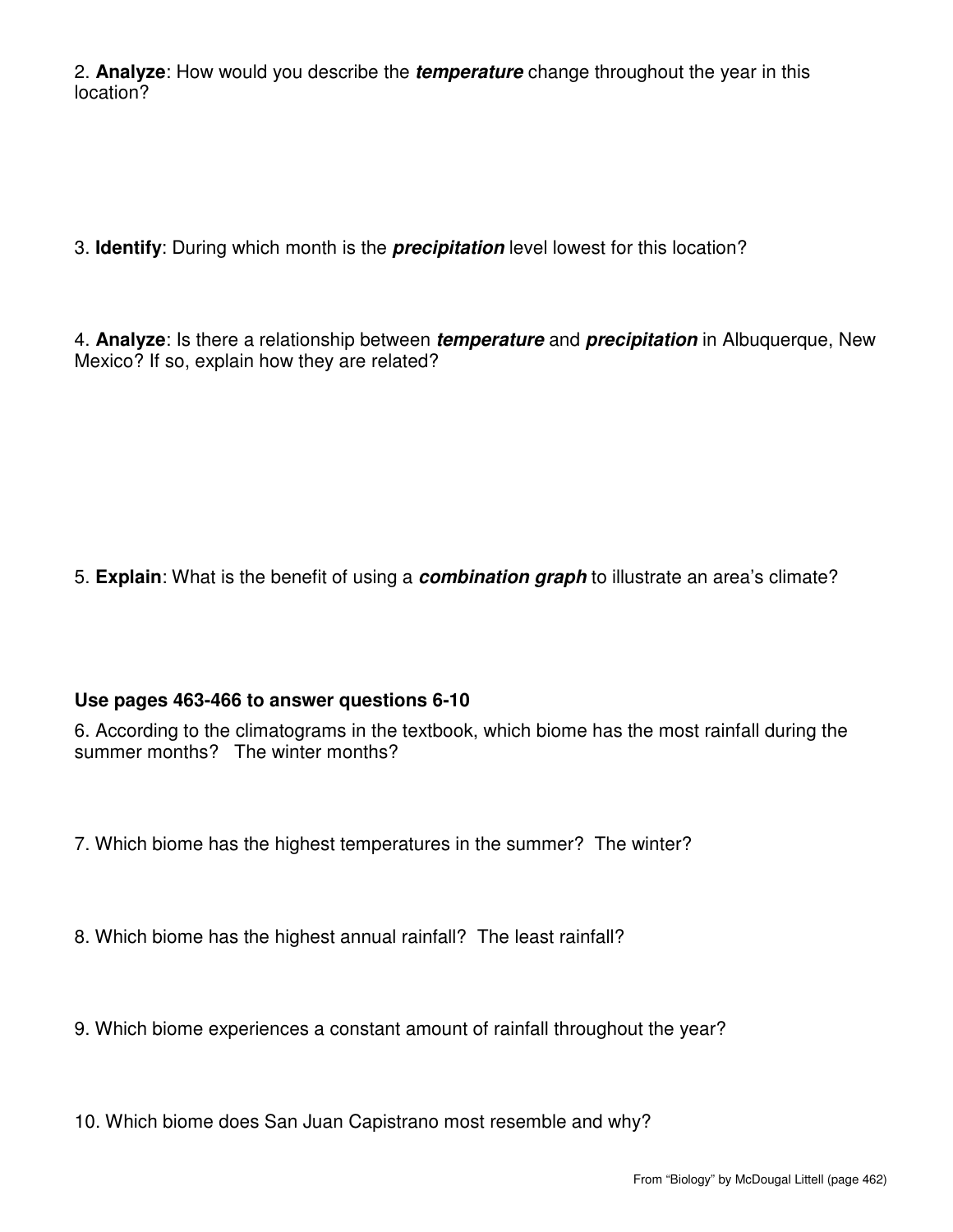2. **Analyze**: How would you describe the ***temperature*** change throughout the year in this location?

3. **Identify**: During which month is the ***precipitation*** level lowest for this location?

4. **Analyze**: Is there a relationship between ***temperature*** and ***precipitation*** in Albuquerque, New Mexico? If so, explain how they are related?

5. **Explain**: What is the benefit of using a ***combination graph*** to illustrate an area's climate?

**Use pages 463-466 to answer questions 6-10**

6. According to the climatograms in the textbook, which biome has the most rainfall during the summer months? The winter months?

7. Which biome has the highest temperatures in the summer? The winter?

8. Which biome has the highest annual rainfall? The least rainfall?

9. Which biome experiences a constant amount of rainfall throughout the year?

10. Which biome does San Juan Capistrano most resemble and why?

From "Biology" by McDougal Littell (page 462)